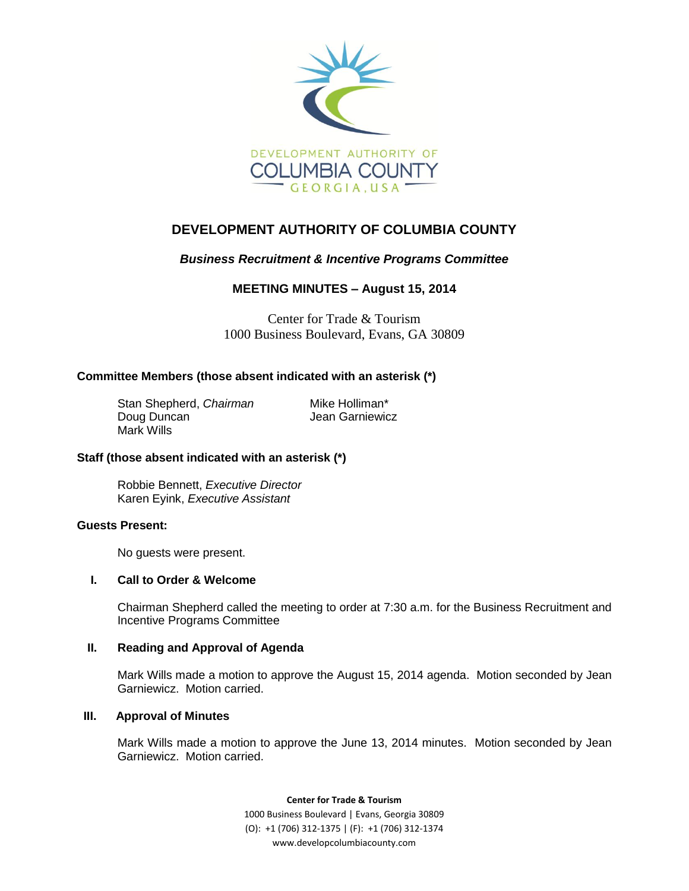# DEVELOPMENT AUTHORITY OF COLUMBIA COUNTY

## *Business Recruitment & Incentive Programs Committee*

### MEETING MINUTES – August 15, 2014

Center for Trade & Tourism
1000 Business Boulevard, Evans, GA 30809

**Committee Members (those absent indicated with an asterisk (*)**

Stan Shepherd, *Chairman*
Doug Duncan
Mark Wills
Mike Holliman*
Jean Garniewicz

**Staff (those absent indicated with an asterisk (*)**

Robbie Bennett, *Executive Director*
Karen Eyink, *Executive Assistant*

**Guests Present:**

No guests were present.

**I. Call to Order & Welcome**

Chairman Shepherd called the meeting to order at 7:30 a.m. for the Business Recruitment and Incentive Programs Committee

**II. Reading and Approval of Agenda**

Mark Wills made a motion to approve the August 15, 2014 agenda. Motion seconded by Jean Garniewicz. Motion carried.

**III. Approval of Minutes**

Mark Wills made a motion to approve the June 13, 2014 minutes. Motion seconded by Jean Garniewicz. Motion carried.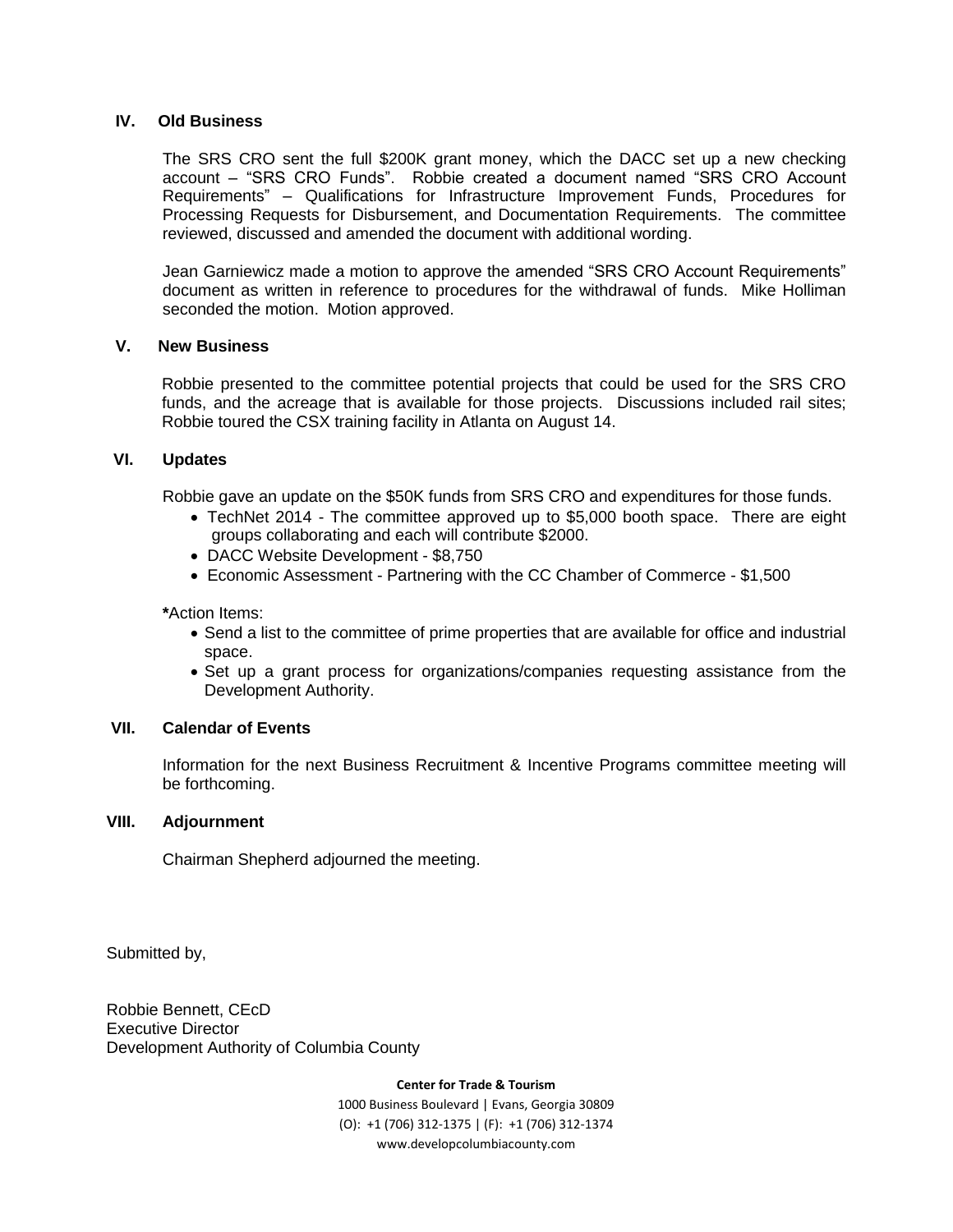## IV. Old Business

The SRS CRO sent the full $200K grant money, which the DACC set up a new checking account – "SRS CRO Funds". Robbie created a document named "SRS CRO Account Requirements" – Qualifications for Infrastructure Improvement Funds, Procedures for Processing Requests for Disbursement, and Documentation Requirements. The committee reviewed, discussed and amended the document with additional wording.

Jean Garniewicz made a motion to approve the amended "SRS CRO Account Requirements" document as written in reference to procedures for the withdrawal of funds. Mike Holliman seconded the motion. Motion approved.

## V. New Business

Robbie presented to the committee potential projects that could be used for the SRS CRO funds, and the acreage that is available for those projects. Discussions included rail sites; Robbie toured the CSX training facility in Atlanta on August 14.

## VI. Updates

Robbie gave an update on the $50K funds from SRS CRO and expenditures for those funds.

- TechNet 2014 - The committee approved up to $5,000 booth space. There are eight groups collaborating and each will contribute $2000.
- DACC Website Development - $8,750
- Economic Assessment - Partnering with the CC Chamber of Commerce - $1,500

**\***Action Items:

- Send a list to the committee of prime properties that are available for office and industrial space.
- Set up a grant process for organizations/companies requesting assistance from the Development Authority.

## VII. Calendar of Events

Information for the next Business Recruitment & Incentive Programs committee meeting will be forthcoming.

## VIII. Adjournment

Chairman Shepherd adjourned the meeting.

Submitted by,

Robbie Bennett, CEcD
Executive Director
Development Authority of Columbia County

**Center for Trade & Tourism**
1000 Business Boulevard | Evans, Georgia 30809
(O): +1 (706) 312-1375 | (F): +1 (706) 312-1374
www.developcolumbiacounty.com